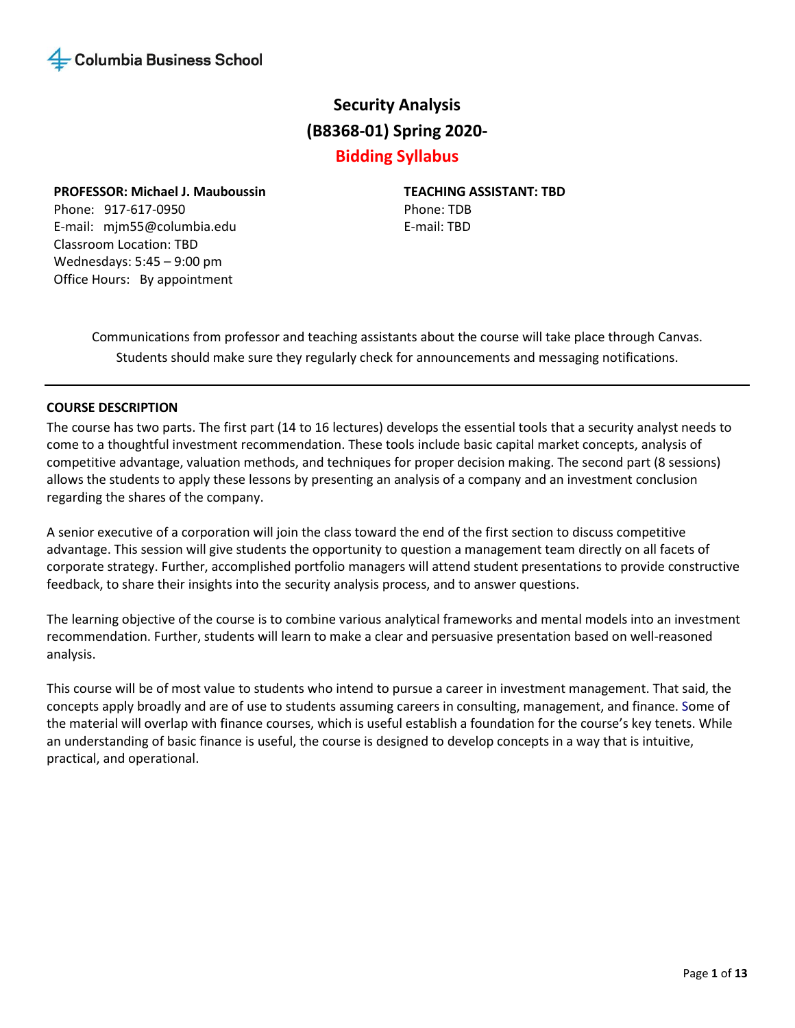Columbia Business School

# Security Analysis
# (B8368-01) Spring 2020-
# Bidding Syllabus

**PROFESSOR: Michael J. Mauboussin**
Phone: 917-617-0950
E-mail: mjm55@columbia.edu
Classroom Location: TBD
Wednesdays: 5:45 – 9:00 pm
Office Hours: By appointment

**TEACHING ASSISTANT: TBD**
Phone: TDB
E-mail: TBD

Communications from professor and teaching assistants about the course will take place through Canvas. Students should make sure they regularly check for announcements and messaging notifications.

---

**COURSE DESCRIPTION**

The course has two parts. The first part (14 to 16 lectures) develops the essential tools that a security analyst needs to come to a thoughtful investment recommendation. These tools include basic capital market concepts, analysis of competitive advantage, valuation methods, and techniques for proper decision making. The second part (8 sessions) allows the students to apply these lessons by presenting an analysis of a company and an investment conclusion regarding the shares of the company.

A senior executive of a corporation will join the class toward the end of the first section to discuss competitive advantage. This session will give students the opportunity to question a management team directly on all facets of corporate strategy. Further, accomplished portfolio managers will attend student presentations to provide constructive feedback, to share their insights into the security analysis process, and to answer questions.

The learning objective of the course is to combine various analytical frameworks and mental models into an investment recommendation. Further, students will learn to make a clear and persuasive presentation based on well-reasoned analysis.

This course will be of most value to students who intend to pursue a career in investment management. That said, the concepts apply broadly and are of use to students assuming careers in consulting, management, and finance. Some of the material will overlap with finance courses, which is useful establish a foundation for the course's key tenets. While an understanding of basic finance is useful, the course is designed to develop concepts in a way that is intuitive, practical, and operational.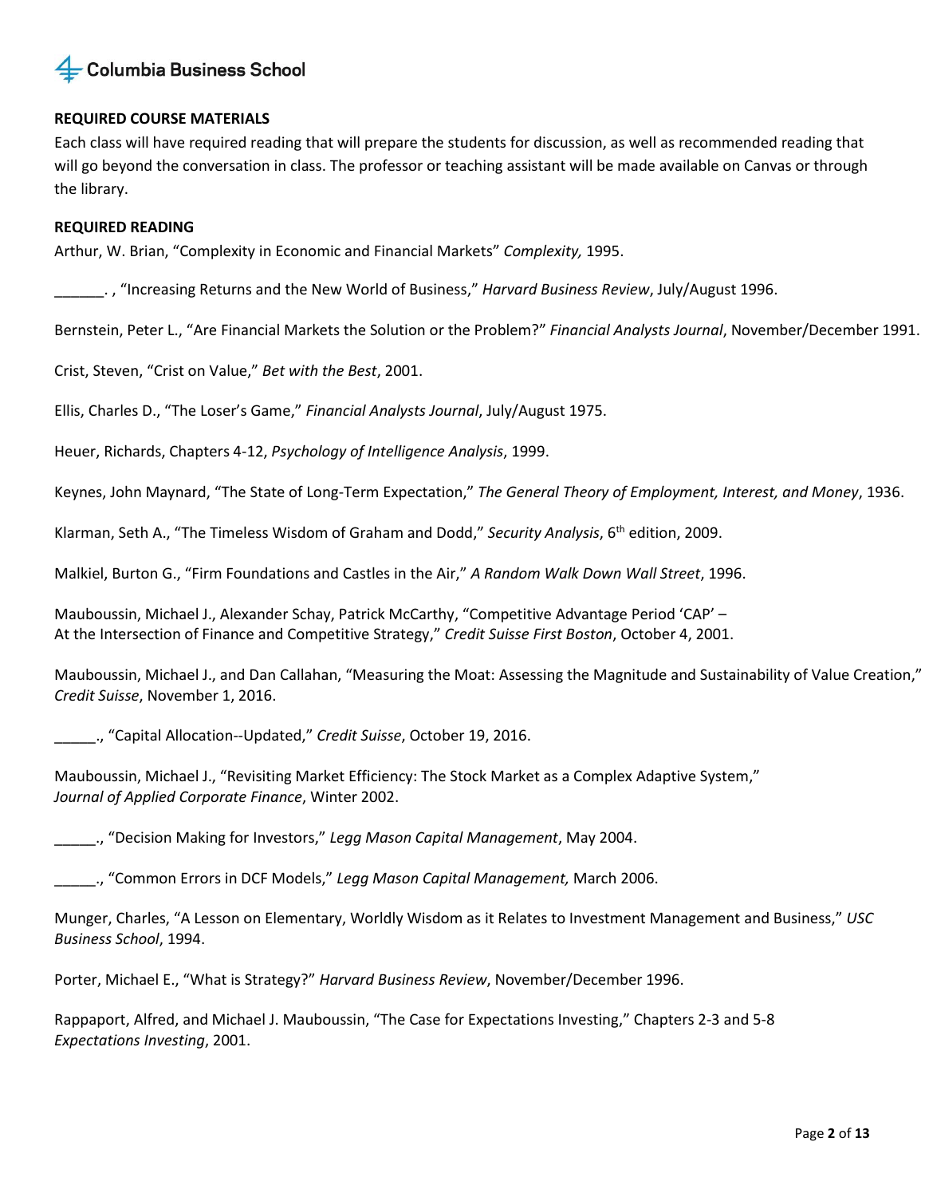**REQUIRED COURSE MATERIALS**

Each class will have required reading that will prepare the students for discussion, as well as recommended reading that will go beyond the conversation in class. The professor or teaching assistant will be made available on Canvas or through the library.

**REQUIRED READING**

Arthur, W. Brian, "Complexity in Economic and Financial Markets" *Complexity,* 1995.

______. , "Increasing Returns and the New World of Business," *Harvard Business Review*, July/August 1996.

Bernstein, Peter L., "Are Financial Markets the Solution or the Problem?" *Financial Analysts Journal*, November/December 1991.

Crist, Steven, "Crist on Value," *Bet with the Best*, 2001.

Ellis, Charles D., "The Loser's Game," *Financial Analysts Journal*, July/August 1975.

Heuer, Richards, Chapters 4-12, *Psychology of Intelligence Analysis*, 1999.

Keynes, John Maynard, "The State of Long-Term Expectation," *The General Theory of Employment, Interest, and Money*, 1936.

Klarman, Seth A., "The Timeless Wisdom of Graham and Dodd," *Security Analysis*, 6th edition, 2009.

Malkiel, Burton G., "Firm Foundations and Castles in the Air," *A Random Walk Down Wall Street*, 1996.

Mauboussin, Michael J., Alexander Schay, Patrick McCarthy, "Competitive Advantage Period 'CAP' – At the Intersection of Finance and Competitive Strategy," *Credit Suisse First Boston*, October 4, 2001.

Mauboussin, Michael J., and Dan Callahan, "Measuring the Moat: Assessing the Magnitude and Sustainability of Value Creation," *Credit Suisse*, November 1, 2016.

_____., "Capital Allocation--Updated," *Credit Suisse*, October 19, 2016.

Mauboussin, Michael J., "Revisiting Market Efficiency: The Stock Market as a Complex Adaptive System," *Journal of Applied Corporate Finance*, Winter 2002.

_____., "Decision Making for Investors," *Legg Mason Capital Management*, May 2004.

_____., "Common Errors in DCF Models," *Legg Mason Capital Management,* March 2006.

Munger, Charles, "A Lesson on Elementary, Worldly Wisdom as it Relates to Investment Management and Business," *USC Business School*, 1994.

Porter, Michael E., "What is Strategy?" *Harvard Business Review*, November/December 1996.

Rappaport, Alfred, and Michael J. Mauboussin, "The Case for Expectations Investing," Chapters 2-3 and 5-8 *Expectations Investing*, 2001.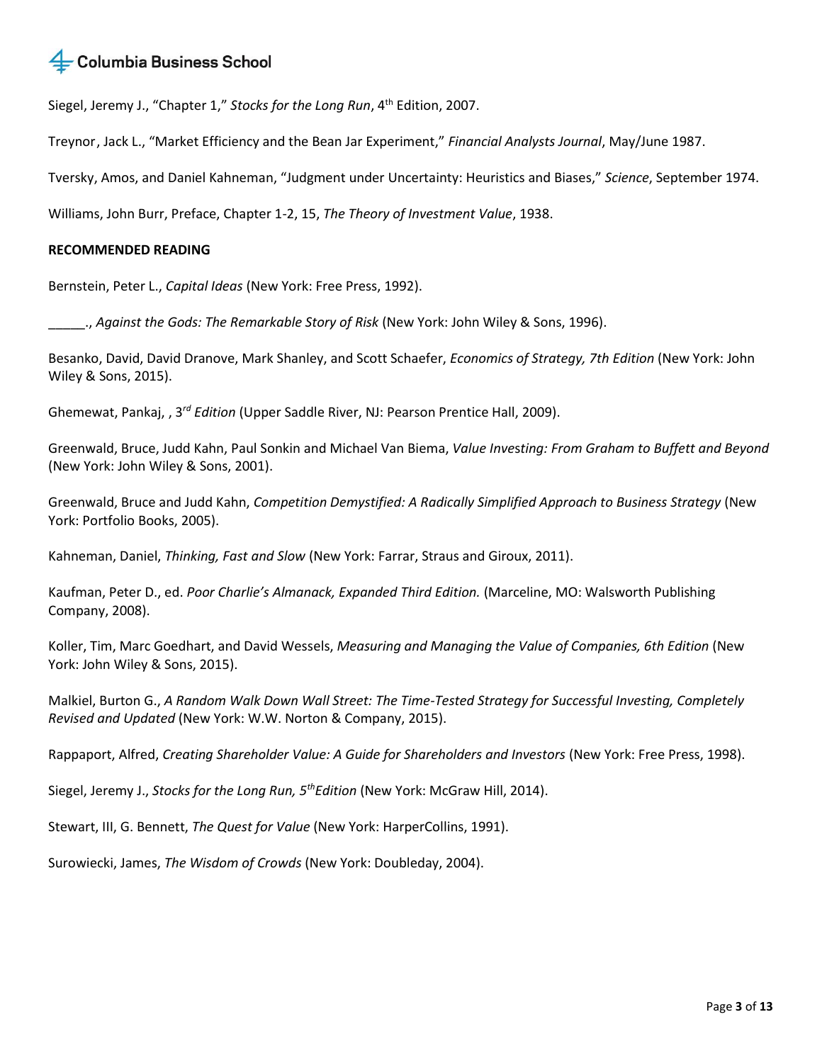Siegel, Jeremy J., "Chapter 1," *Stocks for the Long Run*, 4th Edition, 2007.

Treynor, Jack L., "Market Efficiency and the Bean Jar Experiment," *Financial Analysts Journal*, May/June 1987.

Tversky, Amos, and Daniel Kahneman, "Judgment under Uncertainty: Heuristics and Biases," *Science*, September 1974.

Williams, John Burr, Preface, Chapter 1-2, 15, *The Theory of Investment Value*, 1938.

**RECOMMENDED READING**

Bernstein, Peter L., *Capital Ideas* (New York: Free Press, 1992).

_____., *Against the Gods: The Remarkable Story of Risk* (New York: John Wiley & Sons, 1996).

Besanko, David, David Dranove, Mark Shanley, and Scott Schaefer, *Economics of Strategy, 7th Edition* (New York: John Wiley & Sons, 2015).

Ghemewat, Pankaj, , *3rd Edition* (Upper Saddle River, NJ: Pearson Prentice Hall, 2009).

Greenwald, Bruce, Judd Kahn, Paul Sonkin and Michael Van Biema, *Value Investing: From Graham to Buffett and Beyond* (New York: John Wiley & Sons, 2001).

Greenwald, Bruce and Judd Kahn, *Competition Demystified: A Radically Simplified Approach to Business Strategy* (New York: Portfolio Books, 2005).

Kahneman, Daniel, *Thinking, Fast and Slow* (New York: Farrar, Straus and Giroux, 2011).

Kaufman, Peter D., ed. *Poor Charlie's Almanack, Expanded Third Edition.* (Marceline, MO: Walsworth Publishing Company, 2008).

Koller, Tim, Marc Goedhart, and David Wessels, *Measuring and Managing the Value of Companies, 6th Edition* (New York: John Wiley & Sons, 2015).

Malkiel, Burton G., *A Random Walk Down Wall Street: The Time-Tested Strategy for Successful Investing, Completely Revised and Updated* (New York: W.W. Norton & Company, 2015).

Rappaport, Alfred, *Creating Shareholder Value: A Guide for Shareholders and Investors* (New York: Free Press, 1998).

Siegel, Jeremy J., *Stocks for the Long Run, 5th Edition* (New York: McGraw Hill, 2014).

Stewart, III, G. Bennett, *The Quest for Value* (New York: HarperCollins, 1991).

Surowiecki, James, *The Wisdom of Crowds* (New York: Doubleday, 2004).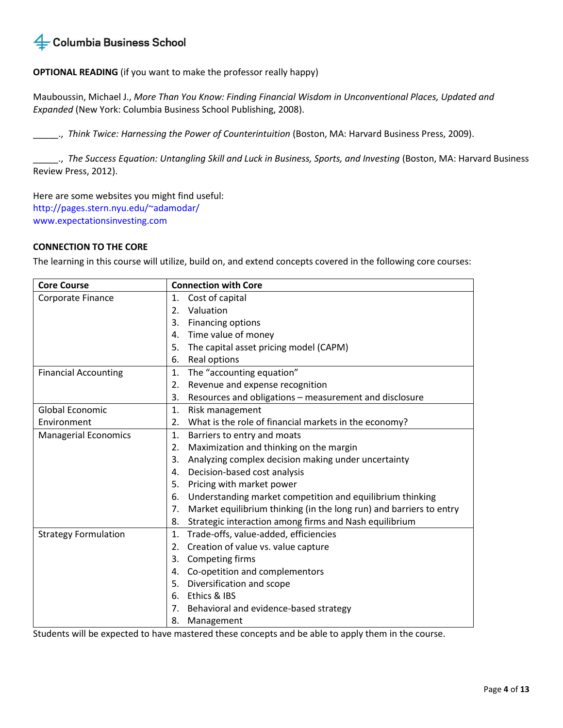**OPTIONAL READING** (if you want to make the professor really happy)

Mauboussin, Michael J., *More Than You Know: Finding Financial Wisdom in Unconventional Places, Updated and Expanded* (New York: Columbia Business School Publishing, 2008).

_____., *Think Twice: Harnessing the Power of Counterintuition* (Boston, MA: Harvard Business Press, 2009).

_____., *The Success Equation: Untangling Skill and Luck in Business, Sports, and Investing* (Boston, MA: Harvard Business Review Press, 2012).

Here are some websites you might find useful:
http://pages.stern.nyu.edu/~adamodar/
www.expectationsinvesting.com

**CONNECTION TO THE CORE**

The learning in this course will utilize, build on, and extend concepts covered in the following core courses:

| Core Course | Connection with Core |
|---|---|
| Corporate Finance | 1. Cost of capital<br>2. Valuation<br>3. Financing options<br>4. Time value of money<br>5. The capital asset pricing model (CAPM)<br>6. Real options |
| Financial Accounting | 1. The "accounting equation"<br>2. Revenue and expense recognition<br>3. Resources and obligations – measurement and disclosure |
| Global Economic Environment | 1. Risk management<br>2. What is the role of financial markets in the economy? |
| Managerial Economics | 1. Barriers to entry and moats<br>2. Maximization and thinking on the margin<br>3. Analyzing complex decision making under uncertainty<br>4. Decision-based cost analysis<br>5. Pricing with market power<br>6. Understanding market competition and equilibrium thinking<br>7. Market equilibrium thinking (in the long run) and barriers to entry<br>8. Strategic interaction among firms and Nash equilibrium |
| Strategy Formulation | 1. Trade-offs, value-added, efficiencies<br>2. Creation of value vs. value capture<br>3. Competing firms<br>4. Co-opetition and complementors<br>5. Diversification and scope<br>6. Ethics & IBS<br>7. Behavioral and evidence-based strategy<br>8. Management |

Students will be expected to have mastered these concepts and be able to apply them in the course.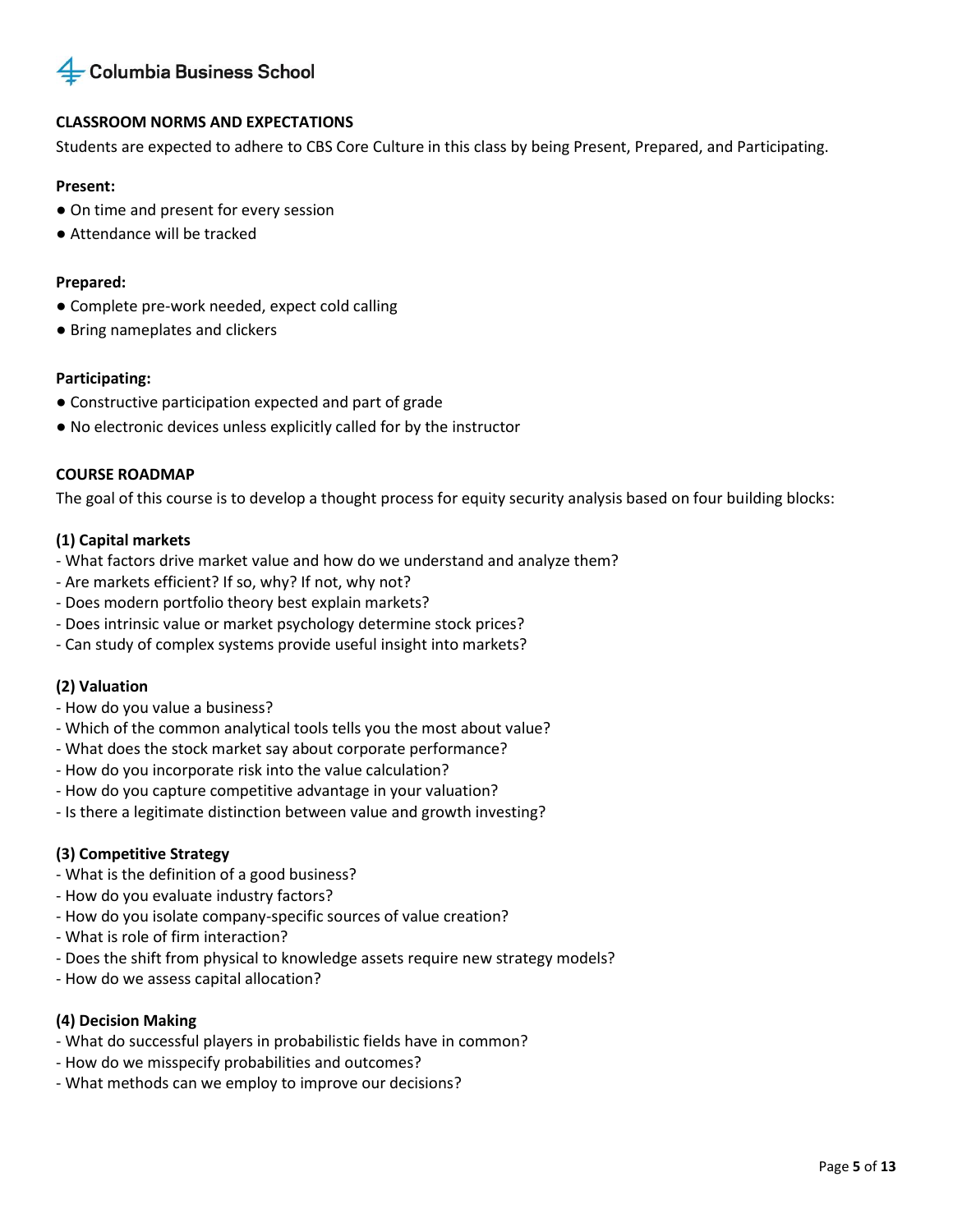## CLASSROOM NORMS AND EXPECTATIONS

Students are expected to adhere to CBS Core Culture in this class by being Present, Prepared, and Participating.

**Present:**

- On time and present for every session
- Attendance will be tracked

**Prepared:**

- Complete pre-work needed, expect cold calling
- Bring nameplates and clickers

**Participating:**

- Constructive participation expected and part of grade
- No electronic devices unless explicitly called for by the instructor

## COURSE ROADMAP

The goal of this course is to develop a thought process for equity security analysis based on four building blocks:

**(1) Capital markets**

- What factors drive market value and how do we understand and analyze them?
- Are markets efficient? If so, why? If not, why not?
- Does modern portfolio theory best explain markets?
- Does intrinsic value or market psychology determine stock prices?
- Can study of complex systems provide useful insight into markets?

**(2) Valuation**

- How do you value a business?
- Which of the common analytical tools tells you the most about value?
- What does the stock market say about corporate performance?
- How do you incorporate risk into the value calculation?
- How do you capture competitive advantage in your valuation?
- Is there a legitimate distinction between value and growth investing?

**(3) Competitive Strategy**

- What is the definition of a good business?
- How do you evaluate industry factors?
- How do you isolate company-specific sources of value creation?
- What is role of firm interaction?
- Does the shift from physical to knowledge assets require new strategy models?
- How do we assess capital allocation?

**(4) Decision Making**

- What do successful players in probabilistic fields have in common?
- How do we misspecify probabilities and outcomes?
- What methods can we employ to improve our decisions?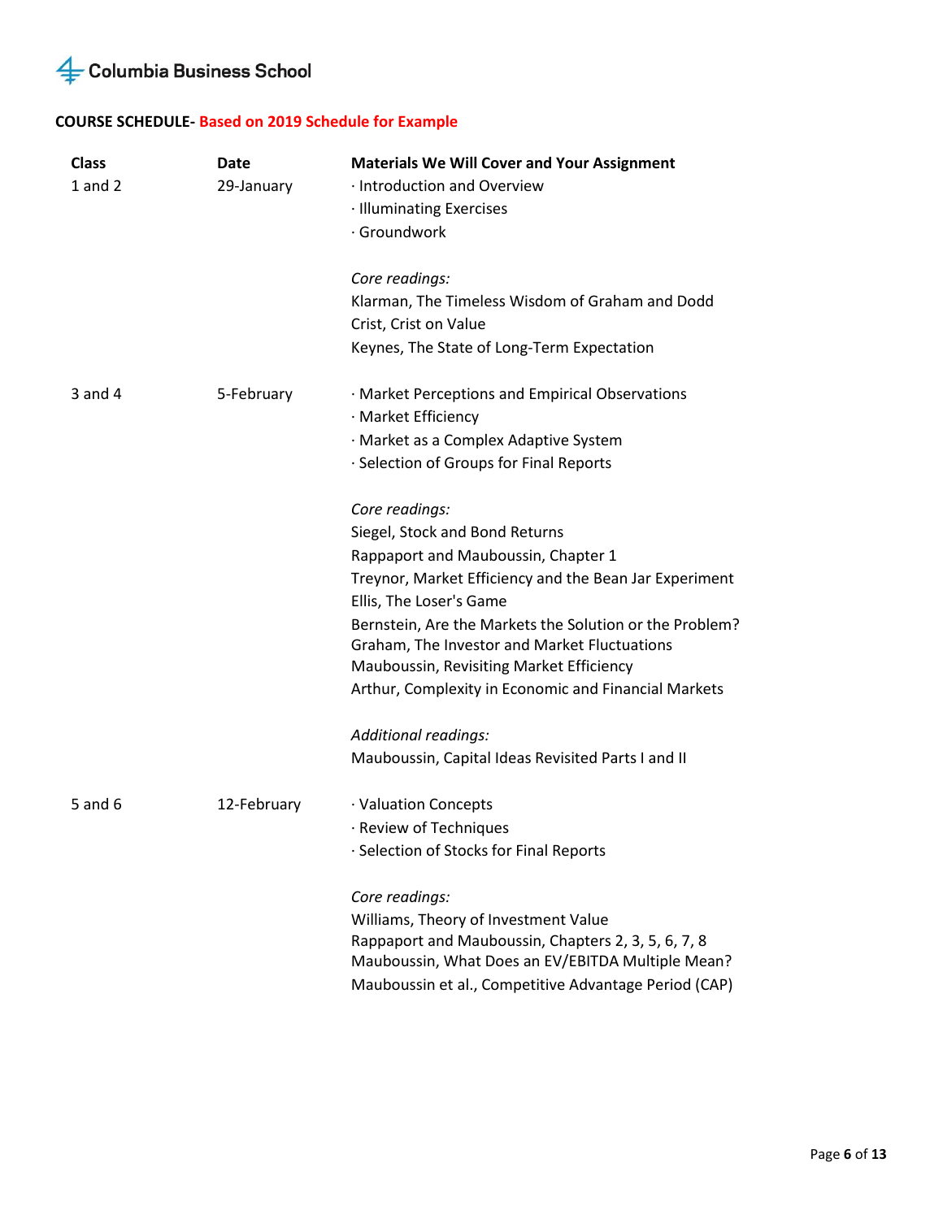**COURSE SCHEDULE- Based on 2019 Schedule for Example**

| Class | Date | Materials We Will Cover and Your Assignment |
|---|---|---|
| 1 and 2 | 29-January | · Introduction and Overview<br>· Illuminating Exercises<br>· Groundwork<br><br>*Core readings:*<br>Klarman, The Timeless Wisdom of Graham and Dodd<br>Crist, Crist on Value<br>Keynes, The State of Long-Term Expectation |
| 3 and 4 | 5-February | · Market Perceptions and Empirical Observations<br>· Market Efficiency<br>· Market as a Complex Adaptive System<br>· Selection of Groups for Final Reports<br><br>*Core readings:*<br>Siegel, Stock and Bond Returns<br>Rappaport and Mauboussin, Chapter 1<br>Treynor, Market Efficiency and the Bean Jar Experiment<br>Ellis, The Loser's Game<br>Bernstein, Are the Markets the Solution or the Problem?<br>Graham, The Investor and Market Fluctuations<br>Mauboussin, Revisiting Market Efficiency<br>Arthur, Complexity in Economic and Financial Markets<br><br>*Additional readings:*<br>Mauboussin, Capital Ideas Revisited Parts I and II |
| 5 and 6 | 12-February | · Valuation Concepts<br>· Review of Techniques<br>· Selection of Stocks for Final Reports<br><br>*Core readings:*<br>Williams, Theory of Investment Value<br>Rappaport and Mauboussin, Chapters 2, 3, 5, 6, 7, 8<br>Mauboussin, What Does an EV/EBITDA Multiple Mean?<br>Mauboussin et al., Competitive Advantage Period (CAP) |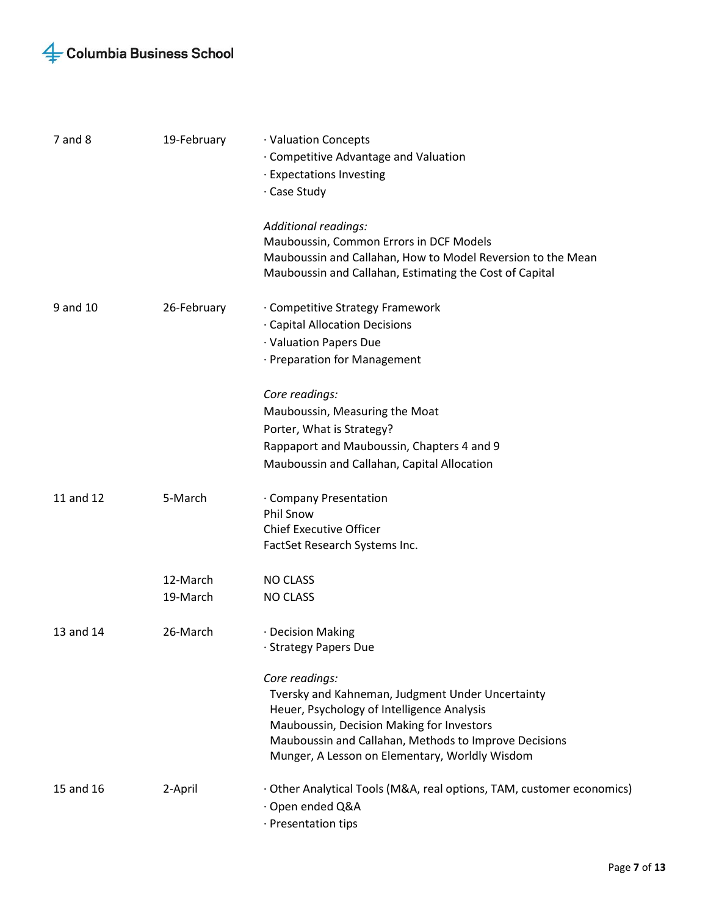| | | |
|---|---|---|
| 7 and 8 | 19-February | · Valuation Concepts<br>· Competitive Advantage and Valuation<br>· Expectations Investing<br>· Case Study<br><br>*Additional readings:*<br>Mauboussin, Common Errors in DCF Models<br>Mauboussin and Callahan, How to Model Reversion to the Mean<br>Mauboussin and Callahan, Estimating the Cost of Capital |
| 9 and 10 | 26-February | · Competitive Strategy Framework<br>· Capital Allocation Decisions<br>· Valuation Papers Due<br>· Preparation for Management<br><br>*Core readings:*<br>Mauboussin, Measuring the Moat<br>Porter, What is Strategy?<br>Rappaport and Mauboussin, Chapters 4 and 9<br>Mauboussin and Callahan, Capital Allocation |
| 11 and 12 | 5-March | · Company Presentation<br>Phil Snow<br>Chief Executive Officer<br>FactSet Research Systems Inc. |
| | 12-March<br>19-March | NO CLASS<br>NO CLASS |
| 13 and 14 | 26-March | · Decision Making<br>· Strategy Papers Due<br><br>*Core readings:*<br>Tversky and Kahneman, Judgment Under Uncertainty<br>Heuer, Psychology of Intelligence Analysis<br>Mauboussin, Decision Making for Investors<br>Mauboussin and Callahan, Methods to Improve Decisions<br>Munger, A Lesson on Elementary, Worldly Wisdom |
| 15 and 16 | 2-April | · Other Analytical Tools (M&A, real options, TAM, customer economics)<br>· Open ended Q&A<br>· Presentation tips |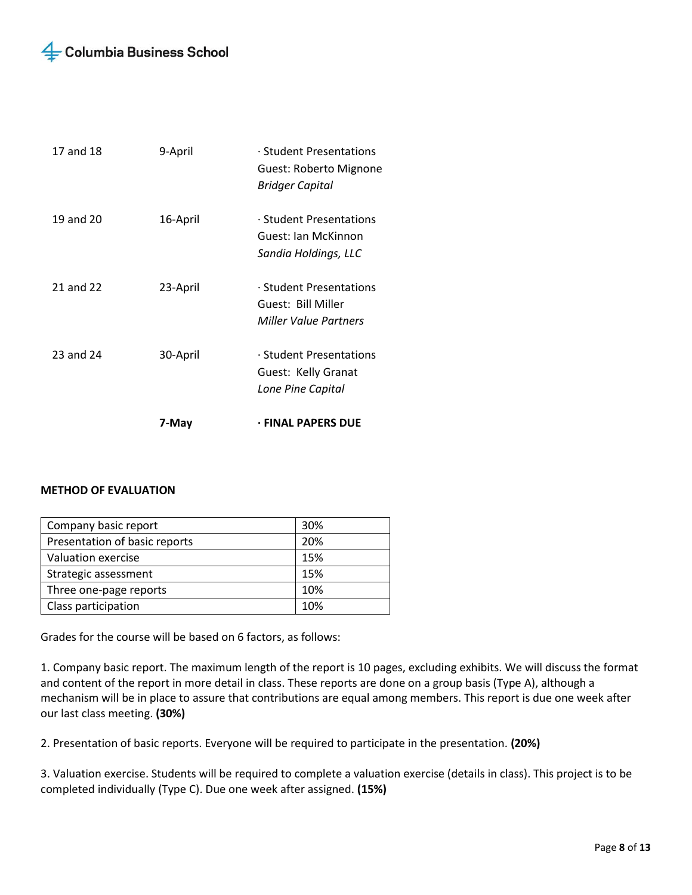| | | |
|---|---|---|
| 17 and 18 | 9-April | · Student Presentations<br>Guest: Roberto Mignone<br>*Bridger Capital* |
| 19 and 20 | 16-April | · Student Presentations<br>Guest: Ian McKinnon<br>*Sandia Holdings, LLC* |
| 21 and 22 | 23-April | · Student Presentations<br>Guest: Bill Miller<br>*Miller Value Partners* |
| 23 and 24 | 30-April | · Student Presentations<br>Guest: Kelly Granat<br>*Lone Pine Capital* |
| | **7-May** | **· FINAL PAPERS DUE** |

**METHOD OF EVALUATION**

| | |
|---|---|
| Company basic report | 30% |
| Presentation of basic reports | 20% |
| Valuation exercise | 15% |
| Strategic assessment | 15% |
| Three one-page reports | 10% |
| Class participation | 10% |

Grades for the course will be based on 6 factors, as follows:

1. Company basic report. The maximum length of the report is 10 pages, excluding exhibits. We will discuss the format and content of the report in more detail in class. These reports are done on a group basis (Type A), although a mechanism will be in place to assure that contributions are equal among members. This report is due one week after our last class meeting. **(30%)**

2. Presentation of basic reports. Everyone will be required to participate in the presentation. **(20%)**

3. Valuation exercise. Students will be required to complete a valuation exercise (details in class). This project is to be completed individually (Type C). Due one week after assigned. **(15%)**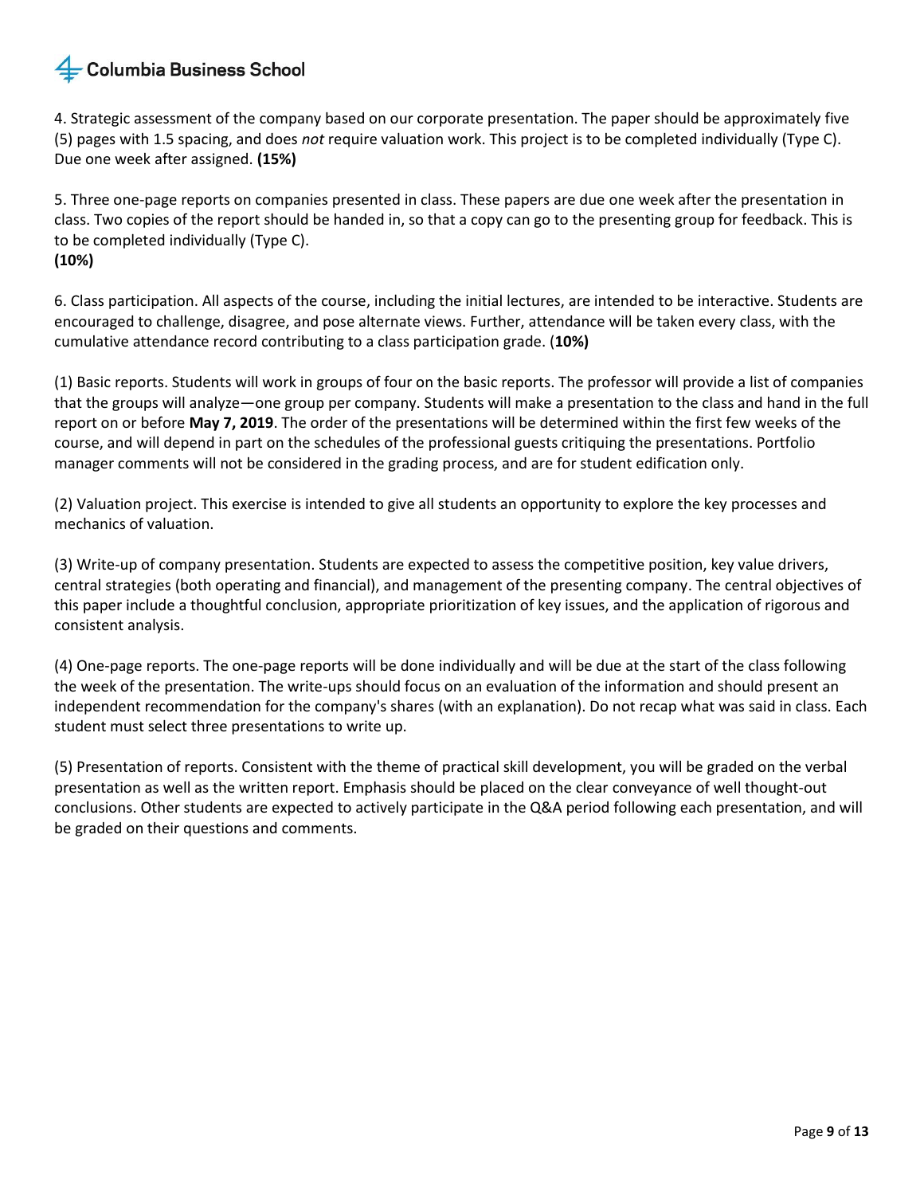4. Strategic assessment of the company based on our corporate presentation. The paper should be approximately five (5) pages with 1.5 spacing, and does *not* require valuation work. This project is to be completed individually (Type C). Due one week after assigned. **(15%)**

5. Three one-page reports on companies presented in class. These papers are due one week after the presentation in class. Two copies of the report should be handed in, so that a copy can go to the presenting group for feedback. This is to be completed individually (Type C).
**(10%)**

6. Class participation. All aspects of the course, including the initial lectures, are intended to be interactive. Students are encouraged to challenge, disagree, and pose alternate views. Further, attendance will be taken every class, with the cumulative attendance record contributing to a class participation grade. (**10%)**

(1) Basic reports. Students will work in groups of four on the basic reports. The professor will provide a list of companies that the groups will analyze—one group per company. Students will make a presentation to the class and hand in the full report on or before **May 7, 2019**. The order of the presentations will be determined within the first few weeks of the course, and will depend in part on the schedules of the professional guests critiquing the presentations. Portfolio manager comments will not be considered in the grading process, and are for student edification only.

(2) Valuation project. This exercise is intended to give all students an opportunity to explore the key processes and mechanics of valuation.

(3) Write-up of company presentation. Students are expected to assess the competitive position, key value drivers, central strategies (both operating and financial), and management of the presenting company. The central objectives of this paper include a thoughtful conclusion, appropriate prioritization of key issues, and the application of rigorous and consistent analysis.

(4) One-page reports. The one-page reports will be done individually and will be due at the start of the class following the week of the presentation. The write-ups should focus on an evaluation of the information and should present an independent recommendation for the company's shares (with an explanation). Do not recap what was said in class. Each student must select three presentations to write up.

(5) Presentation of reports. Consistent with the theme of practical skill development, you will be graded on the verbal presentation as well as the written report. Emphasis should be placed on the clear conveyance of well thought-out conclusions. Other students are expected to actively participate in the Q&A period following each presentation, and will be graded on their questions and comments.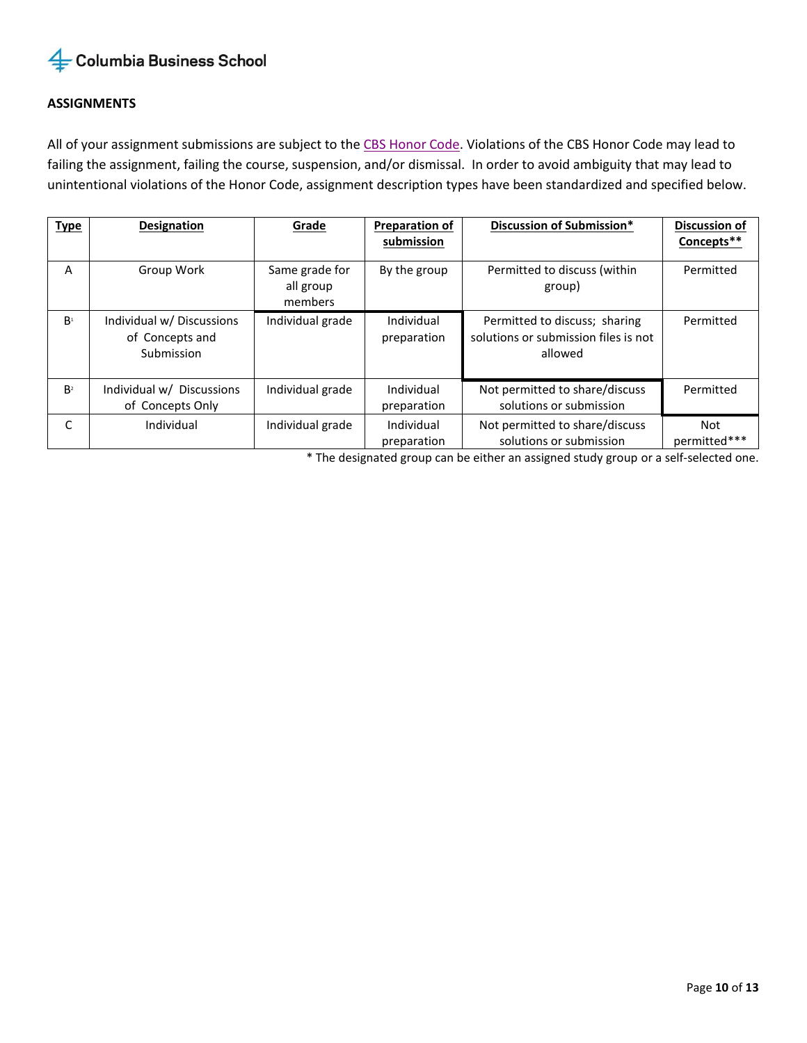**ASSIGNMENTS**

All of your assignment submissions are subject to the CBS Honor Code. Violations of the CBS Honor Code may lead to failing the assignment, failing the course, suspension, and/or dismissal. In order to avoid ambiguity that may lead to unintentional violations of the Honor Code, assignment description types have been standardized and specified below.

| Type | Designation | Grade | Preparation of submission | Discussion of Submission* | Discussion of Concepts** |
|---|---|---|---|---|---|
| A | Group Work | Same grade for all group members | By the group | Permitted to discuss (within group) | Permitted |
| B[1] | Individual w/ Discussions of Concepts and Submission | Individual grade | Individual preparation | Permitted to discuss; sharing solutions or submission files is not allowed | Permitted |
| B[2] | Individual w/ Discussions of Concepts Only | Individual grade | Individual preparation | Not permitted to share/discuss solutions or submission | Permitted |
| C | Individual | Individual grade | Individual preparation | Not permitted to share/discuss solutions or submission | Not permitted*** |

* The designated group can be either an assigned study group or a self-selected one.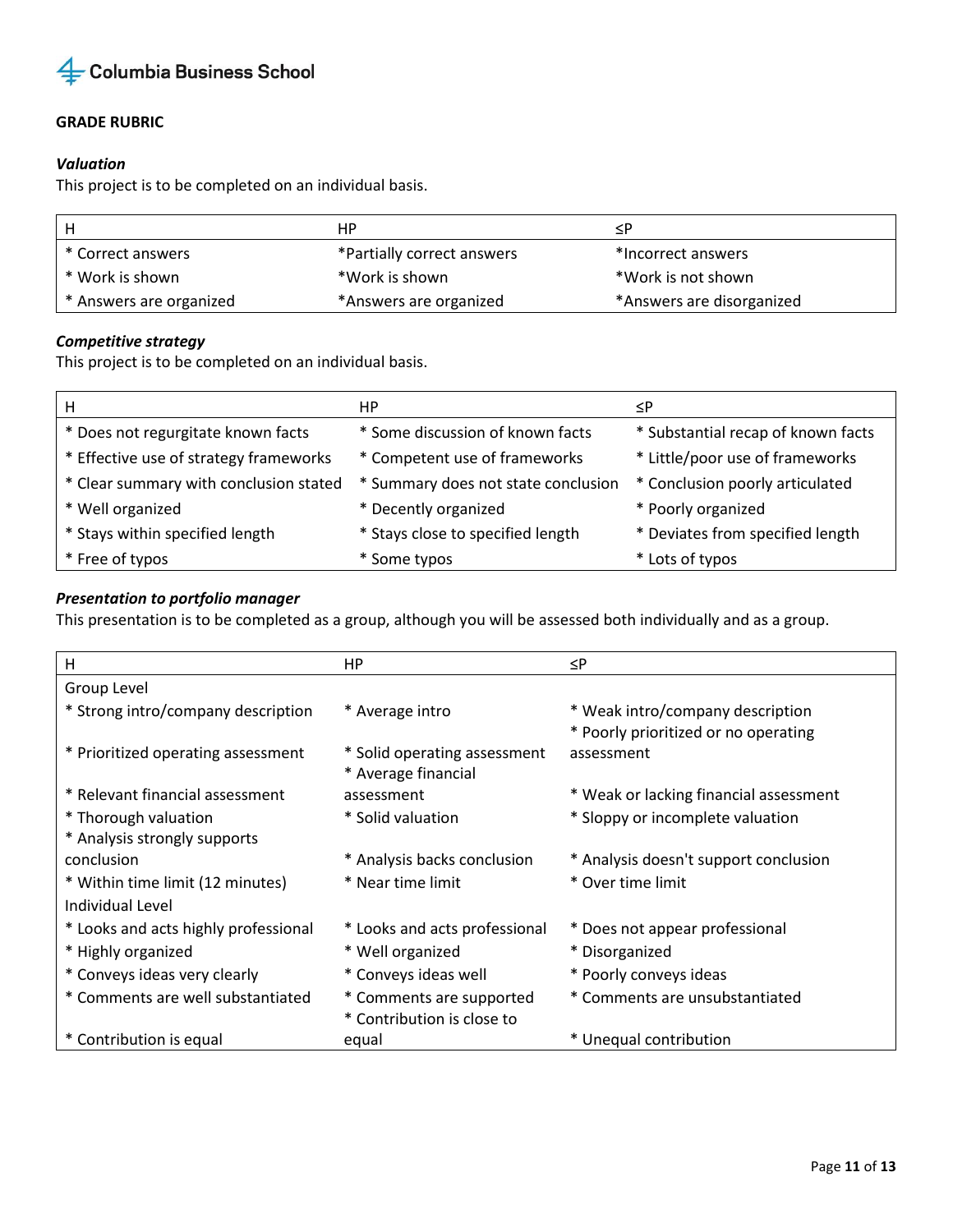Columbia Business School

**GRADE RUBRIC**

***Valuation***

This project is to be completed on an individual basis.

| H | HP | ≤P |
| --- | --- | --- |
| * Correct answers | *Partially correct answers | *Incorrect answers |
| * Work is shown | *Work is shown | *Work is not shown |
| * Answers are organized | *Answers are organized | *Answers are disorganized |

***Competitive strategy***

This project is to be completed on an individual basis.

| H | HP | ≤P |
| --- | --- | --- |
| * Does not regurgitate known facts | * Some discussion of known facts | * Substantial recap of known facts |
| * Effective use of strategy frameworks | * Competent use of frameworks | * Little/poor use of frameworks |
| * Clear summary with conclusion stated | * Summary does not state conclusion | * Conclusion poorly articulated |
| * Well organized | * Decently organized | * Poorly organized |
| * Stays within specified length | * Stays close to specified length | * Deviates from specified length |
| * Free of typos | * Some typos | * Lots of typos |

***Presentation to portfolio manager***

This presentation is to be completed as a group, although you will be assessed both individually and as a group.

| H | HP | ≤P |
| --- | --- | --- |
| Group Level | | |
| * Strong intro/company description | * Average intro | * Weak intro/company description |
| * Prioritized operating assessment | * Solid operating assessment | * Poorly prioritized or no operating assessment |
| * Relevant financial assessment | * Average financial assessment | * Weak or lacking financial assessment |
| * Thorough valuation | * Solid valuation | * Sloppy or incomplete valuation |
| * Analysis strongly supports conclusion | * Analysis backs conclusion | * Analysis doesn't support conclusion |
| * Within time limit (12 minutes) | * Near time limit | * Over time limit |
| Individual Level | | |
| * Looks and acts highly professional | * Looks and acts professional | * Does not appear professional |
| * Highly organized | * Well organized | * Disorganized |
| * Conveys ideas very clearly | * Conveys ideas well | * Poorly conveys ideas |
| * Comments are well substantiated | * Comments are supported | * Comments are unsubstantiated |
| * Contribution is equal | * Contribution is close to equal | * Unequal contribution |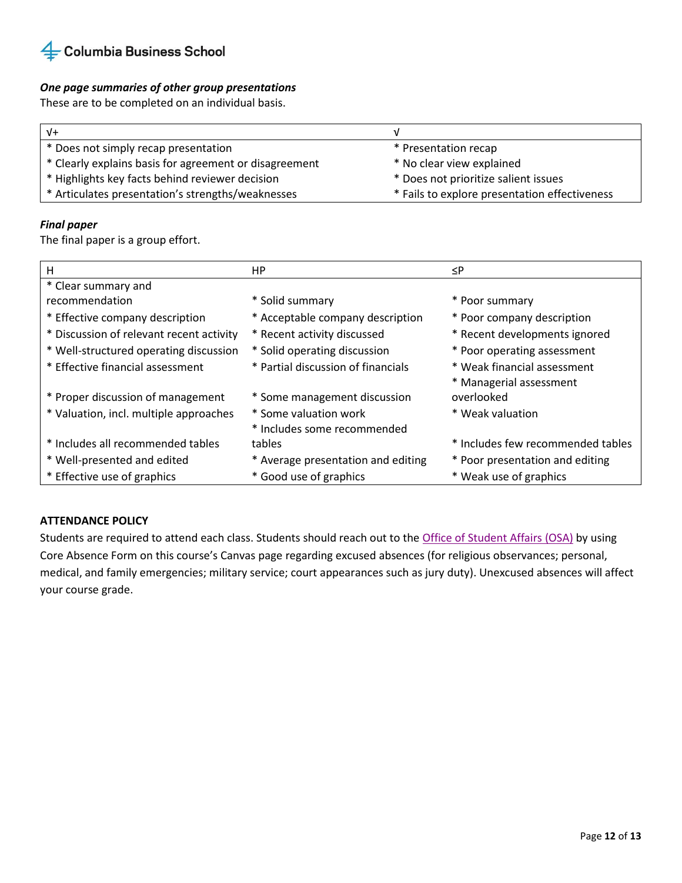***One page summaries of other group presentations***

These are to be completed on an individual basis.

| √+ | √ |
|---|---|
| * Does not simply recap presentation | * Presentation recap |
| * Clearly explains basis for agreement or disagreement | * No clear view explained |
| * Highlights key facts behind reviewer decision | * Does not prioritize salient issues |
| * Articulates presentation's strengths/weaknesses | * Fails to explore presentation effectiveness |

***Final paper***

The final paper is a group effort.

| H | HP | ≤P |
|---|---|---|
| * Clear summary and recommendation | * Solid summary | * Poor summary |
| * Effective company description | * Acceptable company description | * Poor company description |
| * Discussion of relevant recent activity | * Recent activity discussed | * Recent developments ignored |
| * Well-structured operating discussion | * Solid operating discussion | * Poor operating assessment |
| * Effective financial assessment | * Partial discussion of financials | * Weak financial assessment |
| * Proper discussion of management | * Some management discussion | * Managerial assessment overlooked |
| * Valuation, incl. multiple approaches | * Some valuation work | * Weak valuation |
| * Includes all recommended tables | * Includes some recommended tables | * Includes few recommended tables |
| * Well-presented and edited | * Average presentation and editing | * Poor presentation and editing |
| * Effective use of graphics | * Good use of graphics | * Weak use of graphics |

**ATTENDANCE POLICY**

Students are required to attend each class. Students should reach out to the Office of Student Affairs (OSA) by using Core Absence Form on this course's Canvas page regarding excused absences (for religious observances; personal, medical, and family emergencies; military service; court appearances such as jury duty). Unexcused absences will affect your course grade.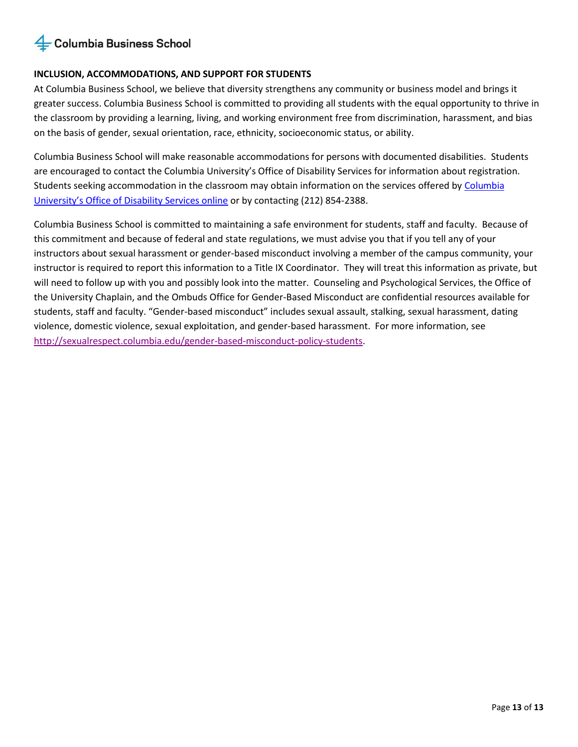## INCLUSION, ACCOMMODATIONS, AND SUPPORT FOR STUDENTS

At Columbia Business School, we believe that diversity strengthens any community or business model and brings it greater success. Columbia Business School is committed to providing all students with the equal opportunity to thrive in the classroom by providing a learning, living, and working environment free from discrimination, harassment, and bias on the basis of gender, sexual orientation, race, ethnicity, socioeconomic status, or ability.

Columbia Business School will make reasonable accommodations for persons with documented disabilities. Students are encouraged to contact the Columbia University's Office of Disability Services for information about registration. Students seeking accommodation in the classroom may obtain information on the services offered by Columbia University's Office of Disability Services online or by contacting (212) 854-2388.

Columbia Business School is committed to maintaining a safe environment for students, staff and faculty. Because of this commitment and because of federal and state regulations, we must advise you that if you tell any of your instructors about sexual harassment or gender-based misconduct involving a member of the campus community, your instructor is required to report this information to a Title IX Coordinator. They will treat this information as private, but will need to follow up with you and possibly look into the matter. Counseling and Psychological Services, the Office of the University Chaplain, and the Ombuds Office for Gender-Based Misconduct are confidential resources available for students, staff and faculty. "Gender-based misconduct" includes sexual assault, stalking, sexual harassment, dating violence, domestic violence, sexual exploitation, and gender-based harassment. For more information, see http://sexualrespect.columbia.edu/gender-based-misconduct-policy-students.